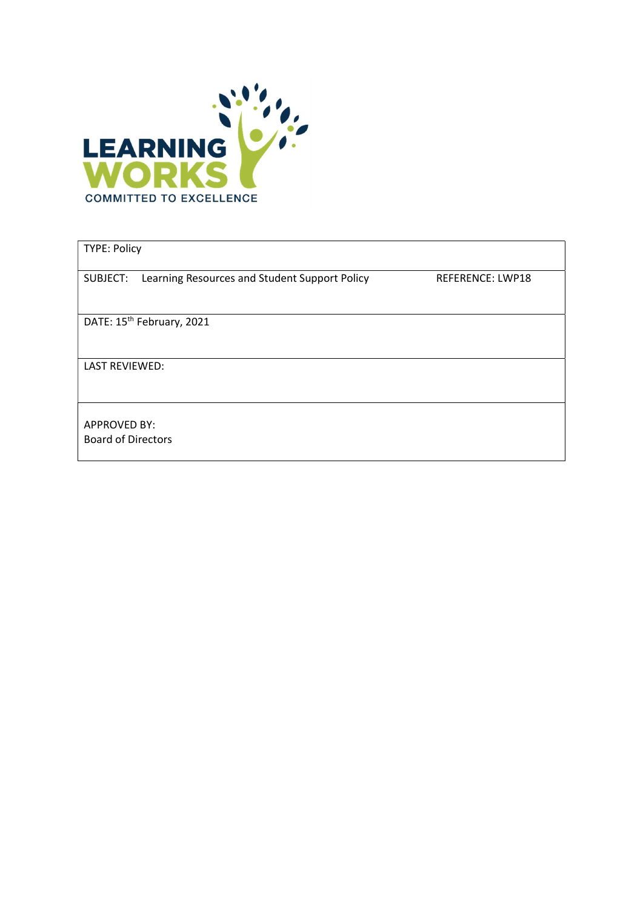LEARNING WORKS

COMMITTED TO EXCELLENCE

| | |
|---|---|
| TYPE: Policy | |
| SUBJECT: Learning Resources and Student Support Policy | REFERENCE: LWP18 |
| DATE: 15th February, 2021 | |
| LAST REVIEWED: | |
| APPROVED BY:<br>Board of Directors | |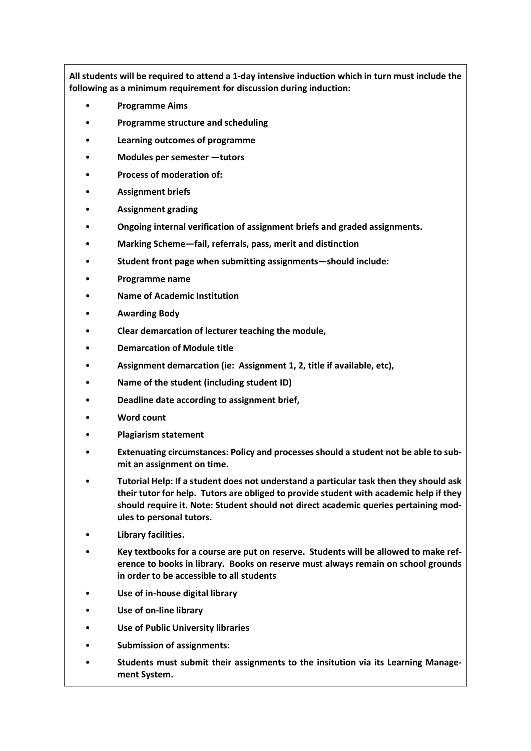**All students will be required to attend a 1-day intensive induction which in turn must include the following as a minimum requirement for discussion during induction:**

- **Programme Aims**
- **Programme structure and scheduling**
- **Learning outcomes of programme**
- **Modules per semester —tutors**
- **Process of moderation of:**
- **Assignment briefs**
- **Assignment grading**
- **Ongoing internal verification of assignment briefs and graded assignments.**
- **Marking Scheme—fail, referrals, pass, merit and distinction**
- **Student front page when submitting assignments—should include:**
- **Programme name**
- **Name of Academic Institution**
- **Awarding Body**
- **Clear demarcation of lecturer teaching the module,**
- **Demarcation of Module title**
- **Assignment demarcation (ie: Assignment 1, 2, title if available, etc),**
- **Name of the student (including student ID)**
- **Deadline date according to assignment brief,**
- **Word count**
- **Plagiarism statement**
- **Extenuating circumstances: Policy and processes should a student not be able to submit an assignment on time.**
- **Tutorial Help: If a student does not understand a particular task then they should ask their tutor for help. Tutors are obliged to provide student with academic help if they should require it. Note: Student should not direct academic queries pertaining modules to personal tutors.**
- **Library facilities.**
- **Key textbooks for a course are put on reserve. Students will be allowed to make reference to books in library. Books on reserve must always remain on school grounds in order to be accessible to all students**
- **Use of in-house digital library**
- **Use of on-line library**
- **Use of Public University libraries**
- **Submission of assignments:**
- **Students must submit their assignments to the insitution via its Learning Management System.**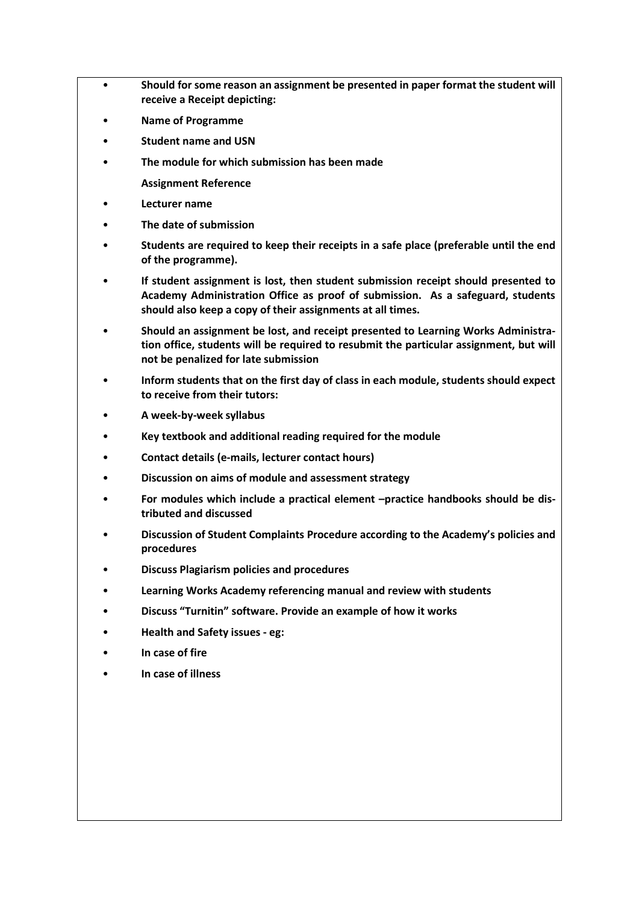- **Should for some reason an assignment be presented in paper format the student will receive a Receipt depicting:**
- **Name of Programme**
- **Student name and USN**
- **The module for which submission has been made**

  **Assignment Reference**
- **Lecturer name**
- **The date of submission**
- **Students are required to keep their receipts in a safe place (preferable until the end of the programme).**
- **If student assignment is lost, then student submission receipt should presented to Academy Administration Office as proof of submission. As a safeguard, students should also keep a copy of their assignments at all times.**
- **Should an assignment be lost, and receipt presented to Learning Works Administration office, students will be required to resubmit the particular assignment, but will not be penalized for late submission**
- **Inform students that on the first day of class in each module, students should expect to receive from their tutors:**
- **A week-by-week syllabus**
- **Key textbook and additional reading required for the module**
- **Contact details (e-mails, lecturer contact hours)**
- **Discussion on aims of module and assessment strategy**
- **For modules which include a practical element –practice handbooks should be distributed and discussed**
- **Discussion of Student Complaints Procedure according to the Academy's policies and procedures**
- **Discuss Plagiarism policies and procedures**
- **Learning Works Academy referencing manual and review with students**
- **Discuss "Turnitin" software. Provide an example of how it works**
- **Health and Safety issues - eg:**
- **In case of fire**
- **In case of illness**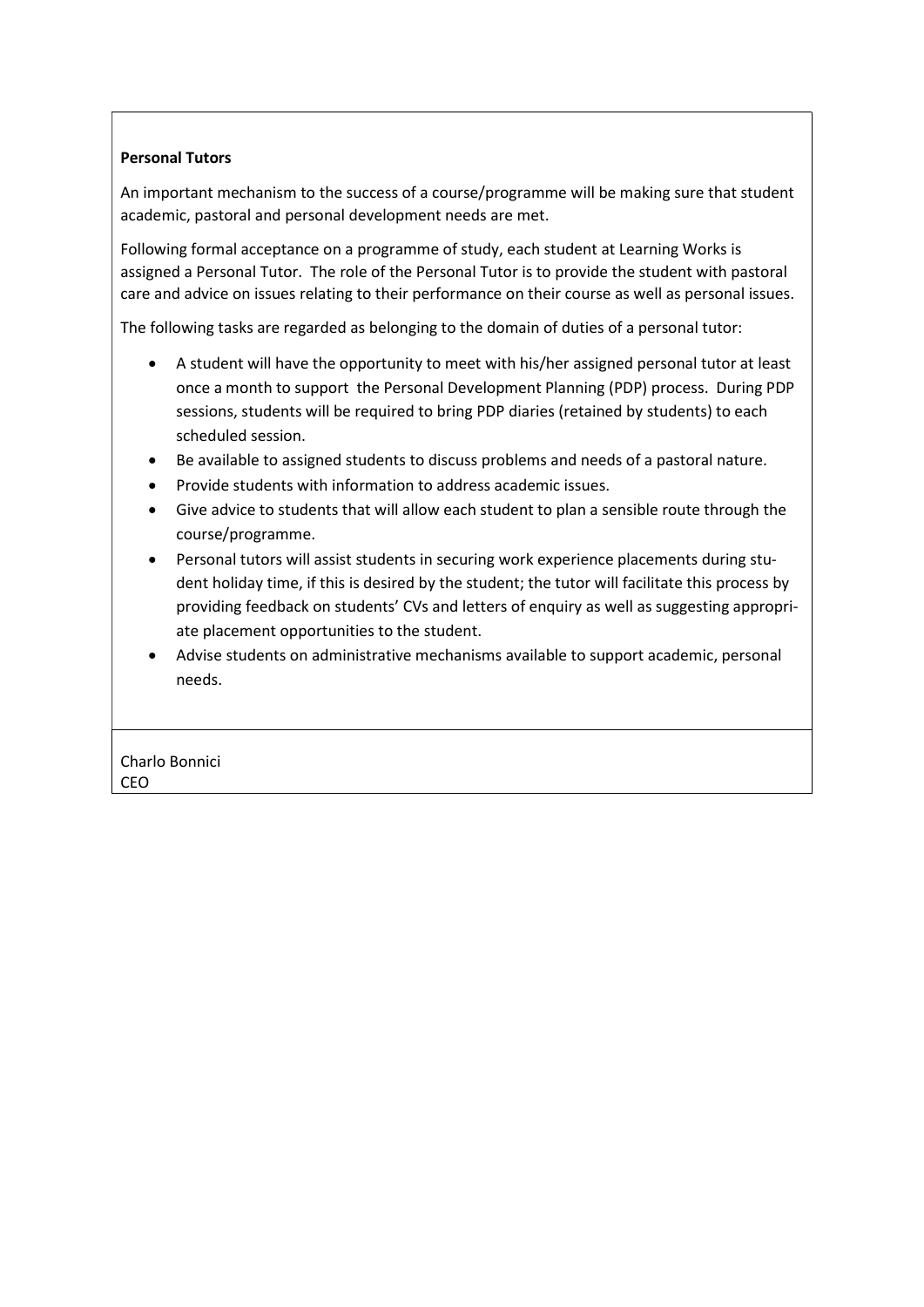**Personal Tutors**

An important mechanism to the success of a course/programme will be making sure that student academic, pastoral and personal development needs are met.

Following formal acceptance on a programme of study, each student at Learning Works is assigned a Personal Tutor. The role of the Personal Tutor is to provide the student with pastoral care and advice on issues relating to their performance on their course as well as personal issues.

The following tasks are regarded as belonging to the domain of duties of a personal tutor:

- A student will have the opportunity to meet with his/her assigned personal tutor at least once a month to support the Personal Development Planning (PDP) process. During PDP sessions, students will be required to bring PDP diaries (retained by students) to each scheduled session.
- Be available to assigned students to discuss problems and needs of a pastoral nature.
- Provide students with information to address academic issues.
- Give advice to students that will allow each student to plan a sensible route through the course/programme.
- Personal tutors will assist students in securing work experience placements during student holiday time, if this is desired by the student; the tutor will facilitate this process by providing feedback on students' CVs and letters of enquiry as well as suggesting appropriate placement opportunities to the student.
- Advise students on administrative mechanisms available to support academic, personal needs.

Charlo Bonnici
CEO